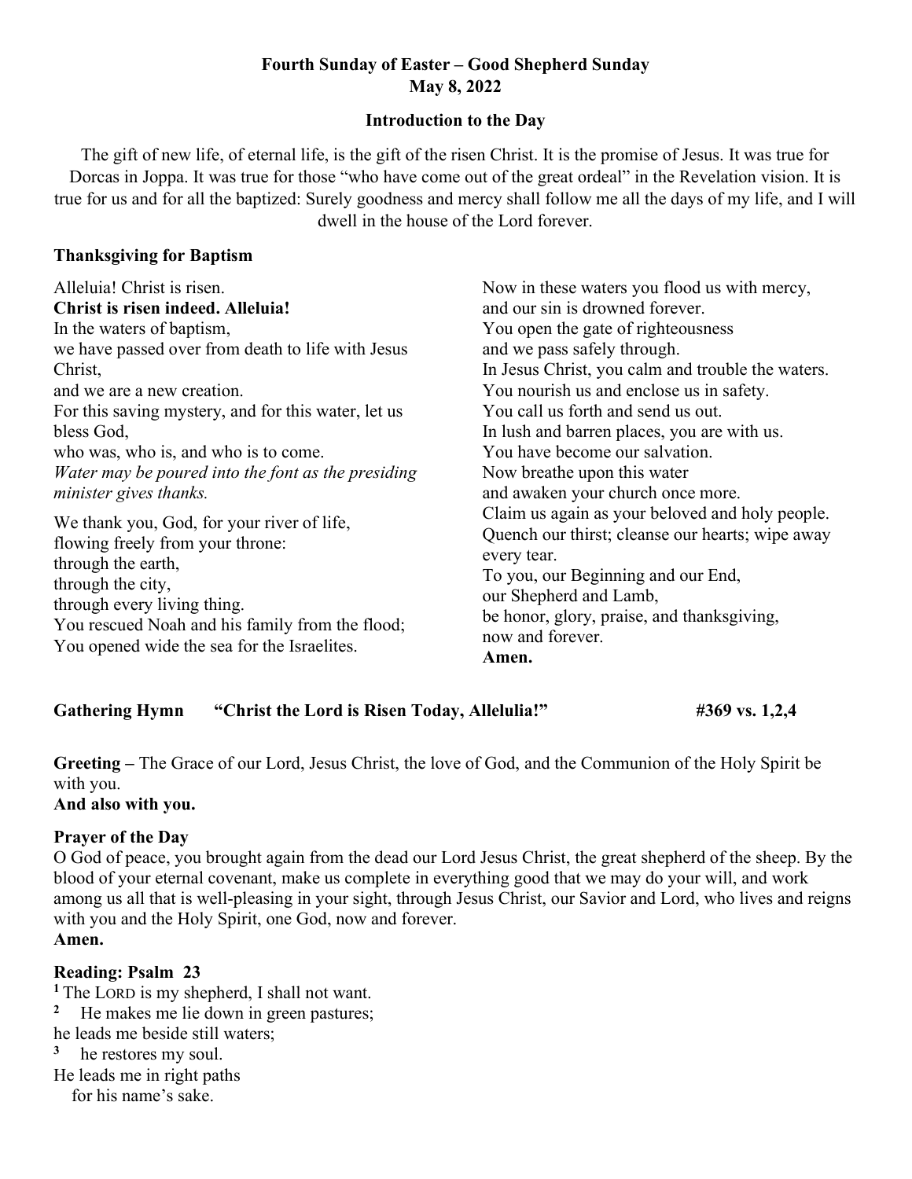**Fourth Sunday of Easter – Good Shepherd Sunday**
**May 8, 2022**

**Introduction to the Day**

The gift of new life, of eternal life, is the gift of the risen Christ. It is the promise of Jesus. It was true for Dorcas in Joppa. It was true for those "who have come out of the great ordeal" in the Revelation vision. It is true for us and for all the baptized: Surely goodness and mercy shall follow me all the days of my life, and I will dwell in the house of the Lord forever.

**Thanksgiving for Baptism**

Alleluia! Christ is risen.
**Christ is risen indeed. Alleluia!**
In the waters of baptism,
we have passed over from death to life with Jesus Christ,
and we are a new creation.
For this saving mystery, and for this water, let us bless God,
who was, who is, and who is to come.
*Water may be poured into the font as the presiding minister gives thanks.*

We thank you, God, for your river of life,
flowing freely from your throne:
through the earth,
through the city,
through every living thing.
You rescued Noah and his family from the flood;
You opened wide the sea for the Israelites.
Now in these waters you flood us with mercy,
and our sin is drowned forever.
You open the gate of righteousness
and we pass safely through.
In Jesus Christ, you calm and trouble the waters.
You nourish us and enclose us in safety.
You call us forth and send us out.
In lush and barren places, you are with us.
You have become our salvation.
Now breathe upon this water
and awaken your church once more.
Claim us again as your beloved and holy people.
Quench our thirst; cleanse our hearts; wipe away every tear.
To you, our Beginning and our End,
our Shepherd and Lamb,
be honor, glory, praise, and thanksgiving,
now and forever.
**Amen.**

**Gathering Hymn "Christ the Lord is Risen Today, Allelulia!" #369 vs. 1,2,4**

**Greeting –** The Grace of our Lord, Jesus Christ, the love of God, and the Communion of the Holy Spirit be with you.
**And also with you.**

**Prayer of the Day**
O God of peace, you brought again from the dead our Lord Jesus Christ, the great shepherd of the sheep. By the blood of your eternal covenant, make us complete in everything good that we may do your will, and work among us all that is well-pleasing in your sight, through Jesus Christ, our Savior and Lord, who lives and reigns with you and the Holy Spirit, one God, now and forever.
**Amen.**

**Reading: Psalm 23**
**1** The LORD is my shepherd, I shall not want.
**2** He makes me lie down in green pastures;
he leads me beside still waters;
**3** he restores my soul.
He leads me in right paths
for his name's sake.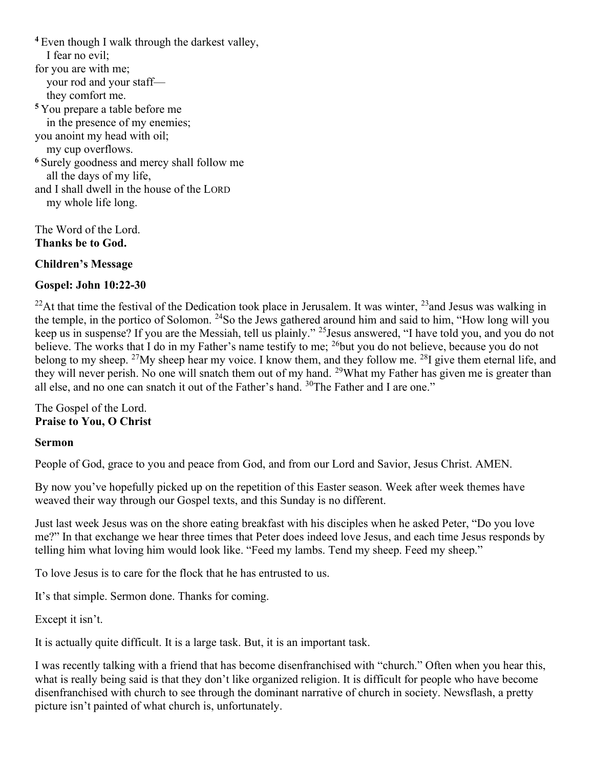[4] Even though I walk through the darkest valley,
I fear no evil;
for you are with me;
your rod and your staff—
they comfort me.
[5] You prepare a table before me
in the presence of my enemies;
you anoint my head with oil;
my cup overflows.
[6] Surely goodness and mercy shall follow me
all the days of my life,
and I shall dwell in the house of the LORD
my whole life long.

The Word of the Lord.
**Thanks be to God.**

**Children's Message**

**Gospel: John 10:22-30**

[22]At that time the festival of the Dedication took place in Jerusalem. It was winter, [23]and Jesus was walking in the temple, in the portico of Solomon. [24]So the Jews gathered around him and said to him, "How long will you keep us in suspense? If you are the Messiah, tell us plainly." [25]Jesus answered, "I have told you, and you do not believe. The works that I do in my Father's name testify to me; [26]but you do not believe, because you do not belong to my sheep. [27]My sheep hear my voice. I know them, and they follow me. [28]I give them eternal life, and they will never perish. No one will snatch them out of my hand. [29]What my Father has given me is greater than all else, and no one can snatch it out of the Father's hand. [30]The Father and I are one."

The Gospel of the Lord.
**Praise to You, O Christ**

**Sermon**

People of God, grace to you and peace from God, and from our Lord and Savior, Jesus Christ. AMEN.

By now you've hopefully picked up on the repetition of this Easter season. Week after week themes have weaved their way through our Gospel texts, and this Sunday is no different.

Just last week Jesus was on the shore eating breakfast with his disciples when he asked Peter, "Do you love me?" In that exchange we hear three times that Peter does indeed love Jesus, and each time Jesus responds by telling him what loving him would look like. "Feed my lambs. Tend my sheep. Feed my sheep."

To love Jesus is to care for the flock that he has entrusted to us.

It's that simple. Sermon done. Thanks for coming.

Except it isn't.

It is actually quite difficult. It is a large task. But, it is an important task.

I was recently talking with a friend that has become disenfranchised with "church." Often when you hear this, what is really being said is that they don't like organized religion. It is difficult for people who have become disenfranchised with church to see through the dominant narrative of church in society. Newsflash, a pretty picture isn't painted of what church is, unfortunately.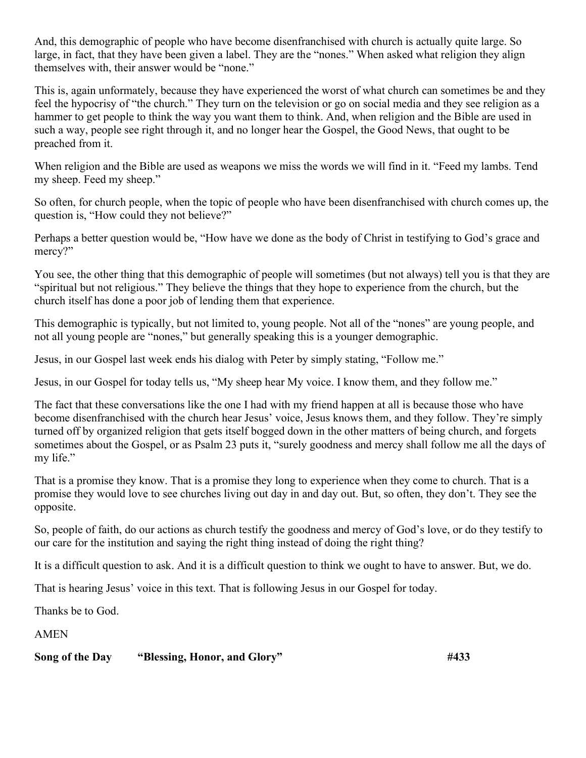And, this demographic of people who have become disenfranchised with church is actually quite large. So large, in fact, that they have been given a label. They are the "nones." When asked what religion they align themselves with, their answer would be "none."

This is, again unformately, because they have experienced the worst of what church can sometimes be and they feel the hypocrisy of "the church." They turn on the television or go on social media and they see religion as a hammer to get people to think the way you want them to think. And, when religion and the Bible are used in such a way, people see right through it, and no longer hear the Gospel, the Good News, that ought to be preached from it.

When religion and the Bible are used as weapons we miss the words we will find in it. "Feed my lambs. Tend my sheep. Feed my sheep."

So often, for church people, when the topic of people who have been disenfranchised with church comes up, the question is, "How could they not believe?"

Perhaps a better question would be, "How have we done as the body of Christ in testifying to God's grace and mercy?"

You see, the other thing that this demographic of people will sometimes (but not always) tell you is that they are "spiritual but not religious." They believe the things that they hope to experience from the church, but the church itself has done a poor job of lending them that experience.

This demographic is typically, but not limited to, young people. Not all of the "nones" are young people, and not all young people are "nones," but generally speaking this is a younger demographic.

Jesus, in our Gospel last week ends his dialog with Peter by simply stating, "Follow me."

Jesus, in our Gospel for today tells us, "My sheep hear My voice. I know them, and they follow me."

The fact that these conversations like the one I had with my friend happen at all is because those who have become disenfranchised with the church hear Jesus' voice, Jesus knows them, and they follow. They're simply turned off by organized religion that gets itself bogged down in the other matters of being church, and forgets sometimes about the Gospel, or as Psalm 23 puts it, "surely goodness and mercy shall follow me all the days of my life."

That is a promise they know. That is a promise they long to experience when they come to church. That is a promise they would love to see churches living out day in and day out. But, so often, they don't. They see the opposite.

So, people of faith, do our actions as church testify the goodness and mercy of God's love, or do they testify to our care for the institution and saying the right thing instead of doing the right thing?

It is a difficult question to ask. And it is a difficult question to think we ought to have to answer. But, we do.

That is hearing Jesus' voice in this text. That is following Jesus in our Gospel for today.

Thanks be to God.

AMEN

**Song of the Day "Blessing, Honor, and Glory" #433**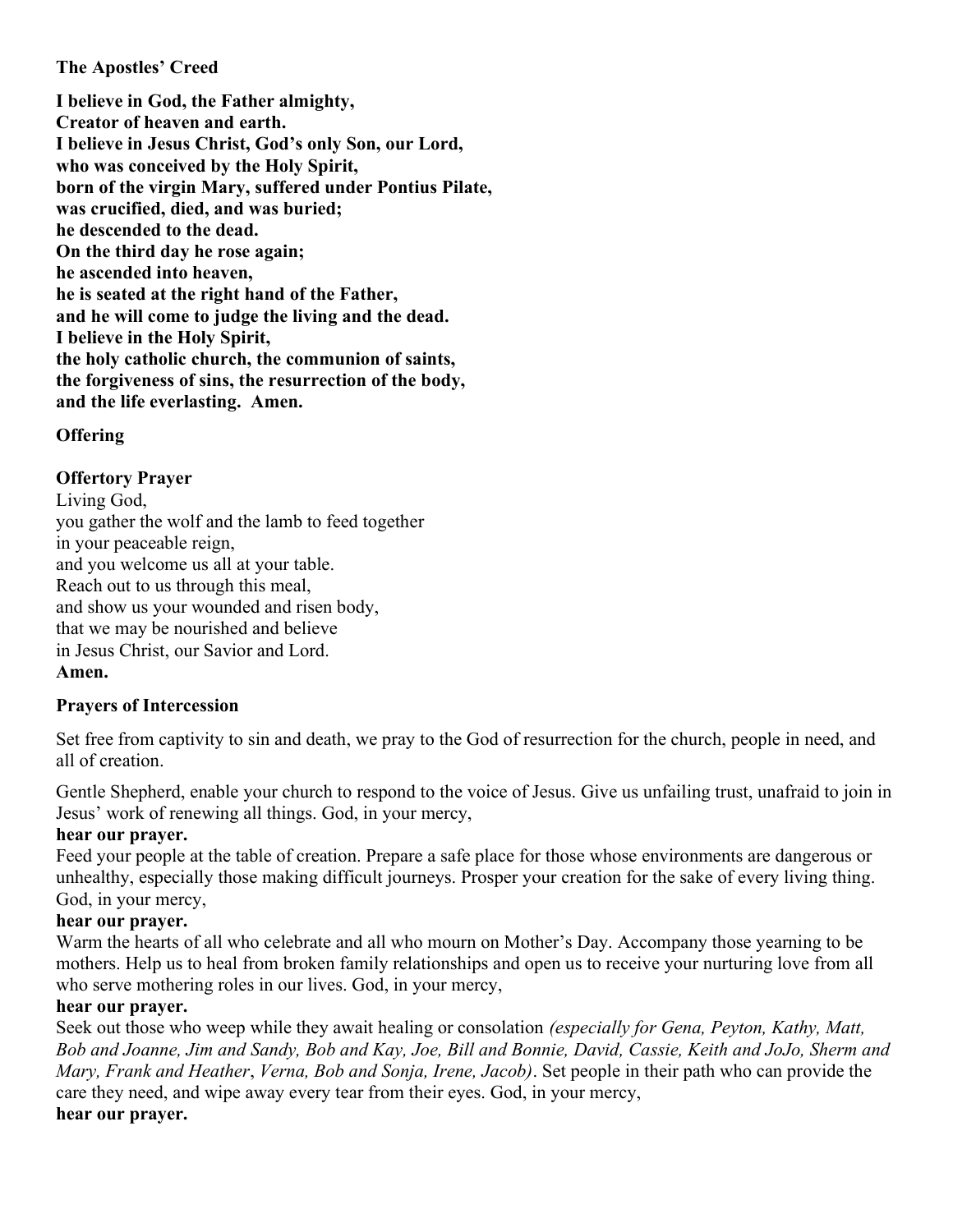**The Apostles' Creed**

**I believe in God, the Father almighty,**
**Creator of heaven and earth.**
**I believe in Jesus Christ, God's only Son, our Lord,**
**who was conceived by the Holy Spirit,**
**born of the virgin Mary, suffered under Pontius Pilate,**
**was crucified, died, and was buried;**
**he descended to the dead.**
**On the third day he rose again;**
**he ascended into heaven,**
**he is seated at the right hand of the Father,**
**and he will come to judge the living and the dead.**
**I believe in the Holy Spirit,**
**the holy catholic church, the communion of saints,**
**the forgiveness of sins, the resurrection of the body,**
**and the life everlasting. Amen.**

**Offering**

**Offertory Prayer**

Living God,
you gather the wolf and the lamb to feed together
in your peaceable reign,
and you welcome us all at your table.
Reach out to us through this meal,
and show us your wounded and risen body,
that we may be nourished and believe
in Jesus Christ, our Savior and Lord.
**Amen.**

**Prayers of Intercession**

Set free from captivity to sin and death, we pray to the God of resurrection for the church, people in need, and all of creation.

Gentle Shepherd, enable your church to respond to the voice of Jesus. Give us unfailing trust, unafraid to join in Jesus' work of renewing all things. God, in your mercy,
**hear our prayer.**

Feed your people at the table of creation. Prepare a safe place for those whose environments are dangerous or unhealthy, especially those making difficult journeys. Prosper your creation for the sake of every living thing. God, in your mercy,
**hear our prayer.**

Warm the hearts of all who celebrate and all who mourn on Mother's Day. Accompany those yearning to be mothers. Help us to heal from broken family relationships and open us to receive your nurturing love from all who serve mothering roles in our lives. God, in your mercy,
**hear our prayer.**

Seek out those who weep while they await healing or consolation *(especially for Gena, Peyton, Kathy, Matt, Bob and Joanne, Jim and Sandy, Bob and Kay, Joe, Bill and Bonnie, David, Cassie, Keith and JoJo, Sherm and Mary, Frank and Heather*, *Verna, Bob and Sonja, Irene, Jacob)*. Set people in their path who can provide the care they need, and wipe away every tear from their eyes. God, in your mercy,
**hear our prayer.**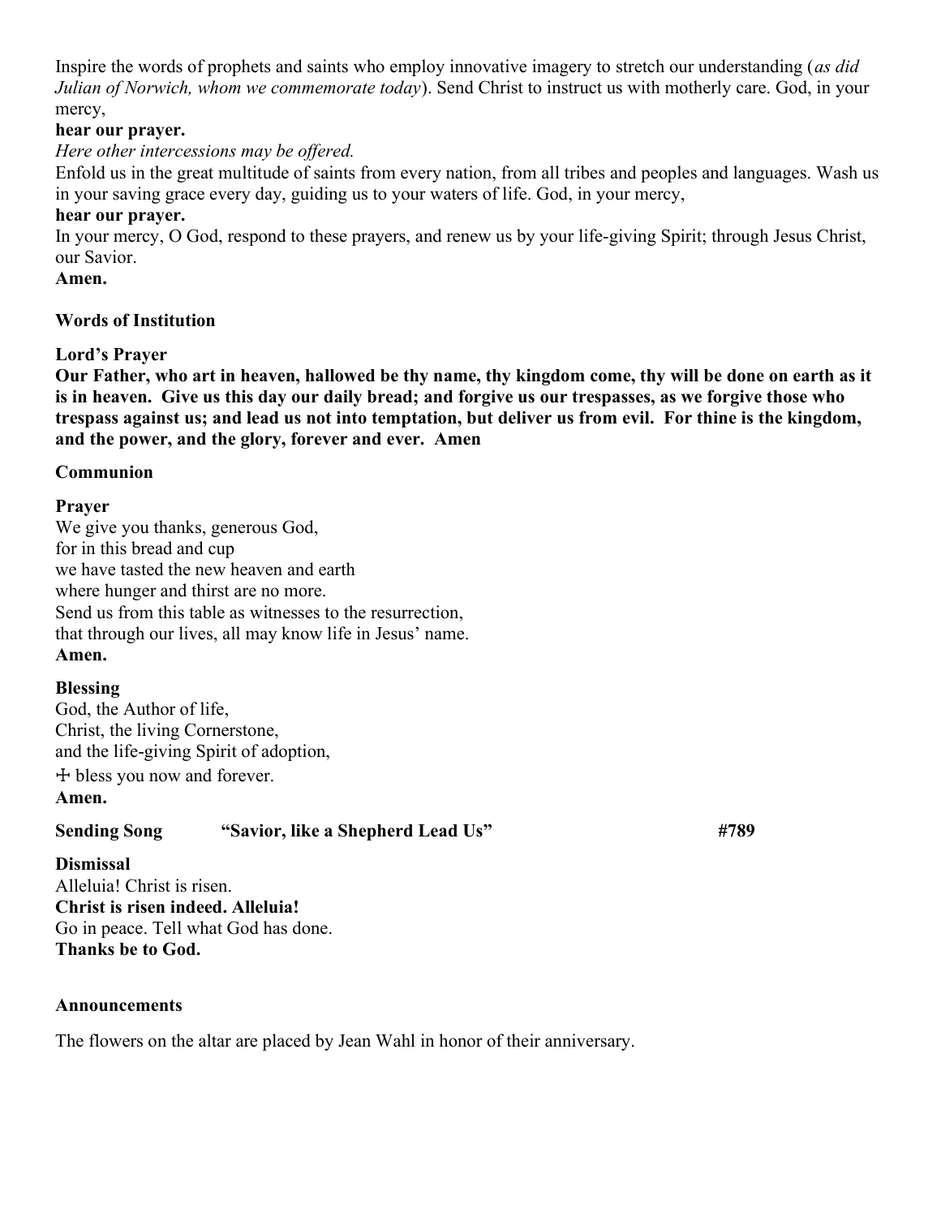Inspire the words of prophets and saints who employ innovative imagery to stretch our understanding (*as did Julian of Norwich, whom we commemorate today*). Send Christ to instruct us with motherly care. God, in your mercy,

**hear our prayer.**

*Here other intercessions may be offered.*

Enfold us in the great multitude of saints from every nation, from all tribes and peoples and languages. Wash us in your saving grace every day, guiding us to your waters of life. God, in your mercy,

**hear our prayer.**

In your mercy, O God, respond to these prayers, and renew us by your life-giving Spirit; through Jesus Christ, our Savior.

**Amen.**

**Words of Institution**

**Lord's Prayer**

**Our Father, who art in heaven, hallowed be thy name, thy kingdom come, thy will be done on earth as it is in heaven. Give us this day our daily bread; and forgive us our trespasses, as we forgive those who trespass against us; and lead us not into temptation, but deliver us from evil. For thine is the kingdom, and the power, and the glory, forever and ever. Amen**

**Communion**

**Prayer**

We give you thanks, generous God,
for in this bread and cup
we have tasted the new heaven and earth
where hunger and thirst are no more.
Send us from this table as witnesses to the resurrection,
that through our lives, all may know life in Jesus' name.
**Amen.**

**Blessing**

God, the Author of life,
Christ, the living Cornerstone,
and the life-giving Spirit of adoption,
☩ bless you now and forever.
**Amen.**

**Sending Song "Savior, like a Shepherd Lead Us" #789**

**Dismissal**

Alleluia! Christ is risen.
**Christ is risen indeed. Alleluia!**
Go in peace. Tell what God has done.
**Thanks be to God.**

**Announcements**

The flowers on the altar are placed by Jean Wahl in honor of their anniversary.